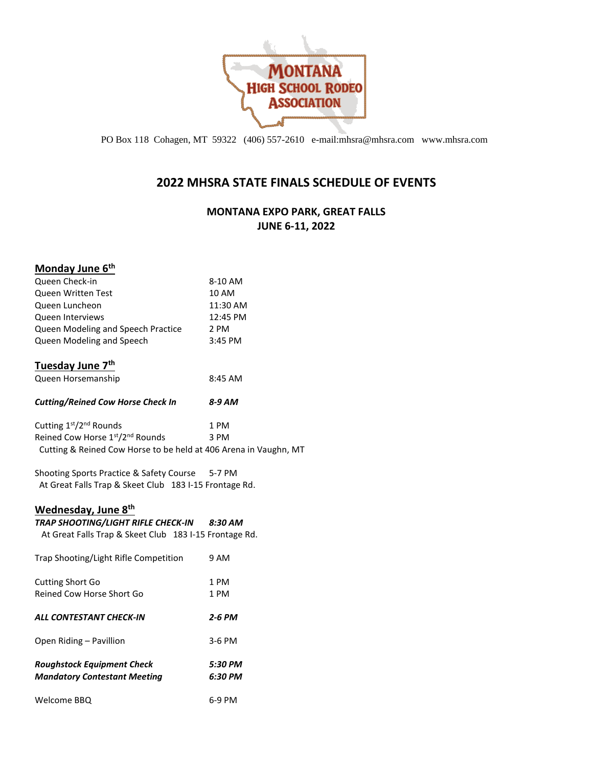PO Box 118 Cohagen, MT 59322 (406) 557-2610 e-mail:mhsra@mhsra.com www.mhsra.com

# 2022 MHSRA STATE FINALS SCHEDULE OF EVENTS

## MONTANA EXPO PARK, GREAT FALLS
## JUNE 6-11, 2022

### Monday June 6th

| | |
|---|---|
| Queen Check-in | 8-10 AM |
| Queen Written Test | 10 AM |
| Queen Luncheon | 11:30 AM |
| Queen Interviews | 12:45 PM |
| Queen Modeling and Speech Practice | 2 PM |
| Queen Modeling and Speech | 3:45 PM |

### Tuesday June 7th

| | |
|---|---|
| Queen Horsemanship | 8:45 AM |
| ***Cutting/Reined Cow Horse Check In*** | ***8-9 AM*** |
| Cutting 1st/2nd Rounds | 1 PM |
| Reined Cow Horse 1st/2nd Rounds | 3 PM |

Cutting & Reined Cow Horse to be held at 406 Arena in Vaughn, MT

| | |
|---|---|
| Shooting Sports Practice & Safety Course | 5-7 PM |

At Great Falls Trap & Skeet Club 183 I-15 Frontage Rd.

### Wednesday, June 8th

| | |
|---|---|
| ***TRAP SHOOTING/LIGHT RIFLE CHECK-IN*** | ***8:30 AM*** |

At Great Falls Trap & Skeet Club 183 I-15 Frontage Rd.

| | |
|---|---|
| Trap Shooting/Light Rifle Competition | 9 AM |
| Cutting Short Go | 1 PM |
| Reined Cow Horse Short Go | 1 PM |
| ***ALL CONTESTANT CHECK-IN*** | ***2-6 PM*** |
| Open Riding – Pavillion | 3-6 PM |
| ***Roughstock Equipment Check*** | ***5:30 PM*** |
| ***Mandatory Contestant Meeting*** | ***6:30 PM*** |
| Welcome BBQ | 6-9 PM |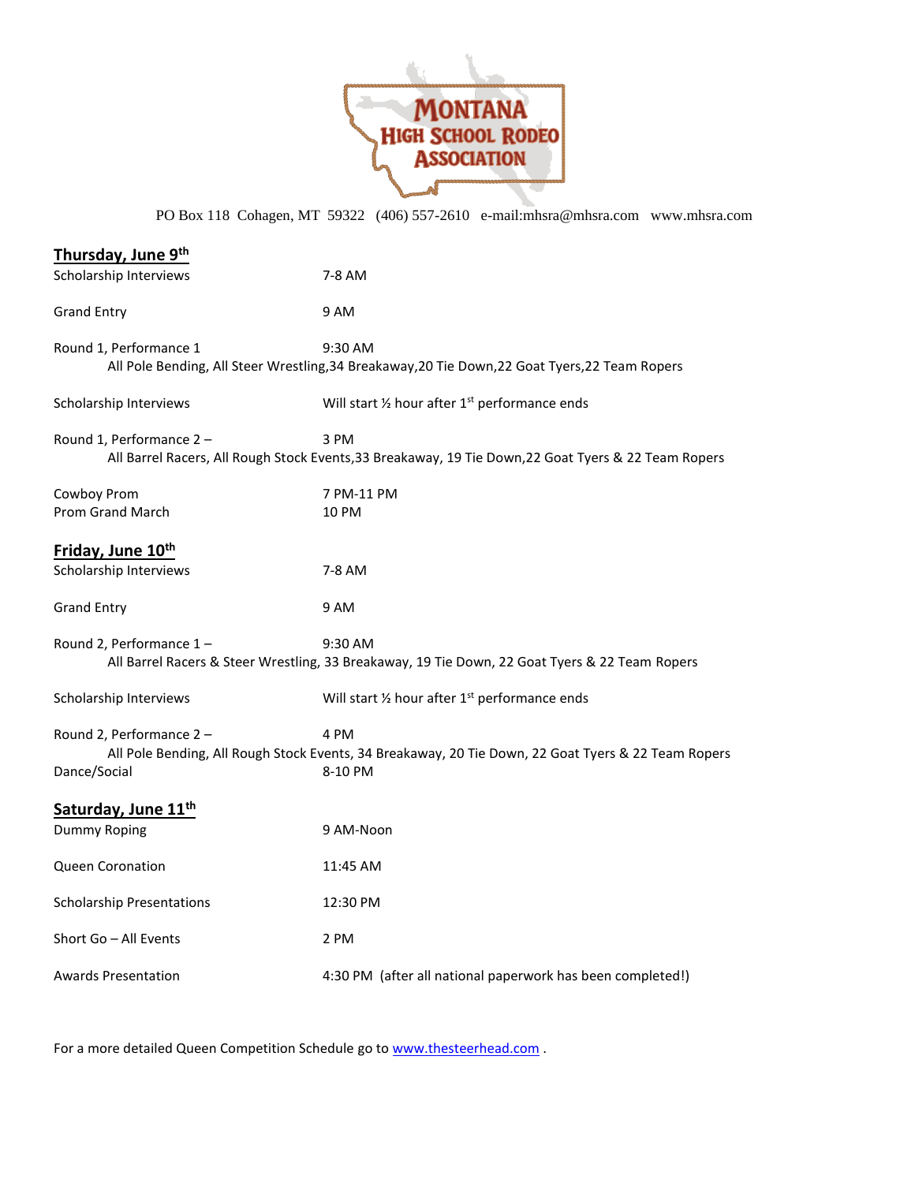# MONTANA HIGH SCHOOL RODEO ASSOCIATION

PO Box 118 Cohagen, MT 59322 (406) 557-2610 e-mail:mhsra@mhsra.com www.mhsra.com

## Thursday, June 9th

| | |
|---|---|
| Scholarship Interviews | 7-8 AM |
| Grand Entry | 9 AM |
| Round 1, Performance 1 | 9:30 AM |

All Pole Bending, All Steer Wrestling,34 Breakaway,20 Tie Down,22 Goat Tyers,22 Team Ropers

| | |
|---|---|
| Scholarship Interviews | Will start ½ hour after 1st performance ends |
| Round 1, Performance 2 – | 3 PM |

All Barrel Racers, All Rough Stock Events,33 Breakaway, 19 Tie Down,22 Goat Tyers & 22 Team Ropers

| | |
|---|---|
| Cowboy Prom | 7 PM-11 PM |
| Prom Grand March | 10 PM |

## Friday, June 10th

| | |
|---|---|
| Scholarship Interviews | 7-8 AM |
| Grand Entry | 9 AM |
| Round 2, Performance 1 – | 9:30 AM |

All Barrel Racers & Steer Wrestling, 33 Breakaway, 19 Tie Down, 22 Goat Tyers & 22 Team Ropers

| | |
|---|---|
| Scholarship Interviews | Will start ½ hour after 1st performance ends |
| Round 2, Performance 2 – | 4 PM |

All Pole Bending, All Rough Stock Events, 34 Breakaway, 20 Tie Down, 22 Goat Tyers & 22 Team Ropers

| | |
|---|---|
| Dance/Social | 8-10 PM |

## Saturday, June 11th

| | |
|---|---|
| Dummy Roping | 9 AM-Noon |
| Queen Coronation | 11:45 AM |
| Scholarship Presentations | 12:30 PM |
| Short Go – All Events | 2 PM |
| Awards Presentation | 4:30 PM (after all national paperwork has been completed!) |

For a more detailed Queen Competition Schedule go to www.thesteerhead.com .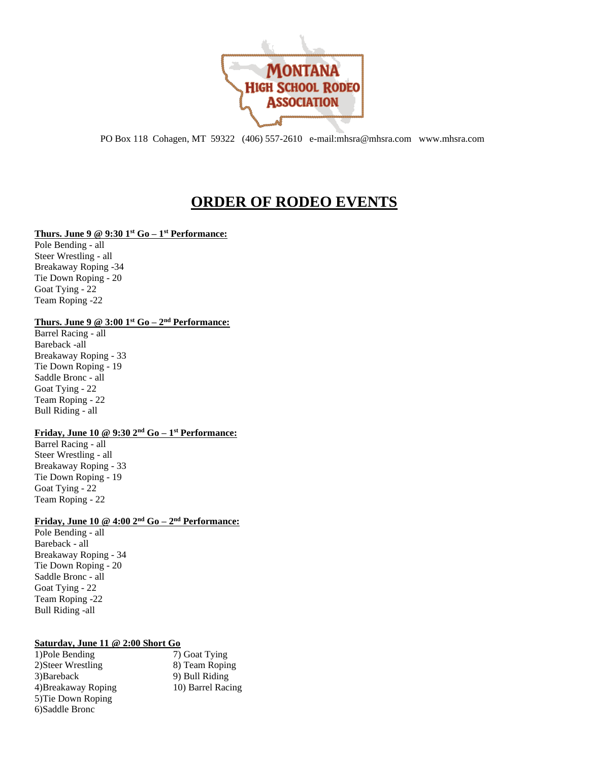MONTANA HIGH SCHOOL RODEO ASSOCIATION

PO Box 118 Cohagen, MT 59322 (406) 557-2610 e-mail:mhsra@mhsra.com www.mhsra.com

# ORDER OF RODEO EVENTS

**Thurs. June 9 @ 9:30 1st Go – 1st Performance:**

Pole Bending - all
Steer Wrestling - all
Breakaway Roping -34
Tie Down Roping - 20
Goat Tying - 22
Team Roping -22

**Thurs. June 9 @ 3:00 1st Go – 2nd Performance:**

Barrel Racing - all
Bareback -all
Breakaway Roping - 33
Tie Down Roping - 19
Saddle Bronc - all
Goat Tying - 22
Team Roping - 22
Bull Riding - all

**Friday, June 10 @ 9:30 2nd Go – 1st Performance:**

Barrel Racing - all
Steer Wrestling - all
Breakaway Roping - 33
Tie Down Roping - 19
Goat Tying - 22
Team Roping - 22

**Friday, June 10 @ 4:00 2nd Go – 2nd Performance:**

Pole Bending - all
Bareback - all
Breakaway Roping - 34
Tie Down Roping - 20
Saddle Bronc - all
Goat Tying - 22
Team Roping -22
Bull Riding -all

**Saturday, June 11 @ 2:00 Short Go**

1)Pole Bending
2)Steer Wrestling
3)Bareback
4)Breakaway Roping
5)Tie Down Roping
6)Saddle Bronc
7) Goat Tying
8) Team Roping
9) Bull Riding
10) Barrel Racing